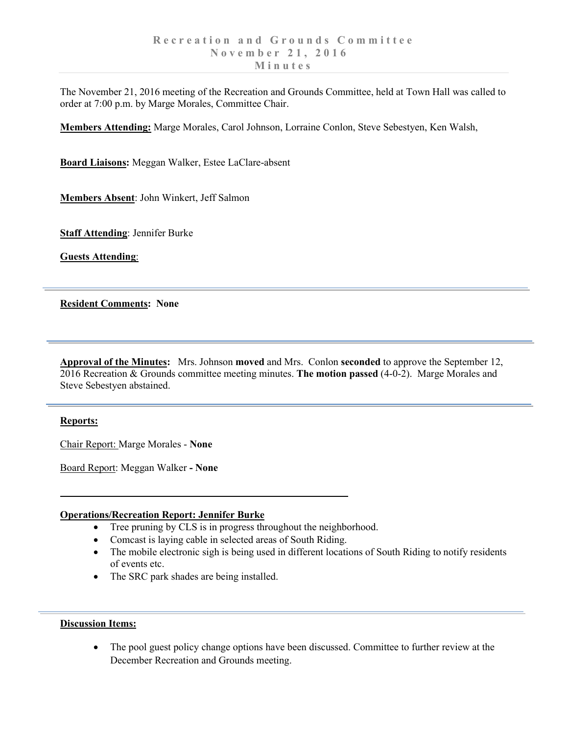# Recreation and Grounds Committee
## November 21, 2016
## Minutes

The November 21, 2016 meeting of the Recreation and Grounds Committee, held at Town Hall was called to order at 7:00 p.m. by Marge Morales, Committee Chair.

**Members Attending:** Marge Morales, Carol Johnson, Lorraine Conlon, Steve Sebestyen, Ken Walsh,

**Board Liaisons:** Meggan Walker, Estee LaClare-absent

**Members Absent**: John Winkert, Jeff Salmon

**Staff Attending**: Jennifer Burke

**Guests Attending**:

---

**Resident Comments: None**

---

**Approval of the Minutes:** Mrs. Johnson **moved** and Mrs. Conlon **seconded** to approve the September 12, 2016 Recreation & Grounds committee meeting minutes. **The motion passed** (4-0-2). Marge Morales and Steve Sebestyen abstained.

---

**Reports:**

Chair Report: Marge Morales - **None**

Board Report: Meggan Walker **- None**

---

**Operations/Recreation Report: Jennifer Burke**

- Tree pruning by CLS is in progress throughout the neighborhood.
- Comcast is laying cable in selected areas of South Riding.
- The mobile electronic sigh is being used in different locations of South Riding to notify residents of events etc.
- The SRC park shades are being installed.

---

**Discussion Items:**

- The pool guest policy change options have been discussed. Committee to further review at the December Recreation and Grounds meeting.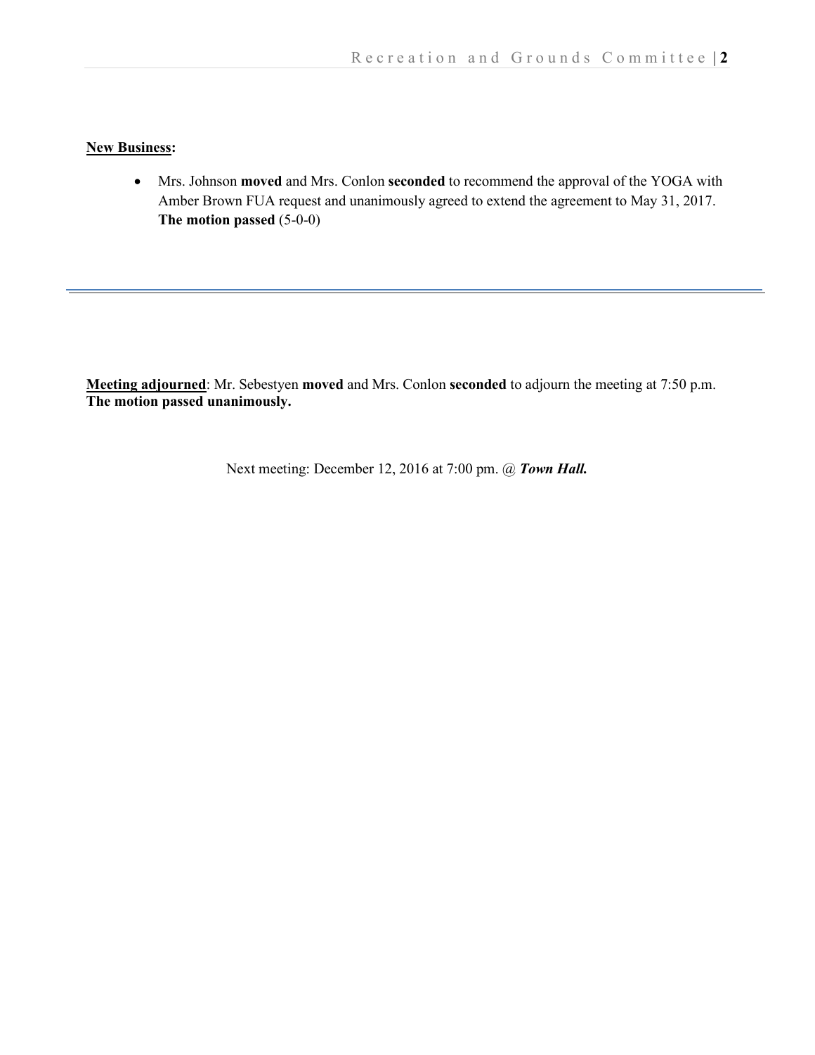**<u>New Business</u>:**

- Mrs. Johnson **moved** and Mrs. Conlon **seconded** to recommend the approval of the YOGA with Amber Brown FUA request and unanimously agreed to extend the agreement to May 31, 2017. **The motion passed** (5-0-0)

---

**<u>Meeting adjourned</u>**: Mr. Sebestyen **moved** and Mrs. Conlon **seconded** to adjourn the meeting at 7:50 p.m. **The motion passed unanimously.**

Next meeting: December 12, 2016 at 7:00 pm. @ ***Town Hall.***